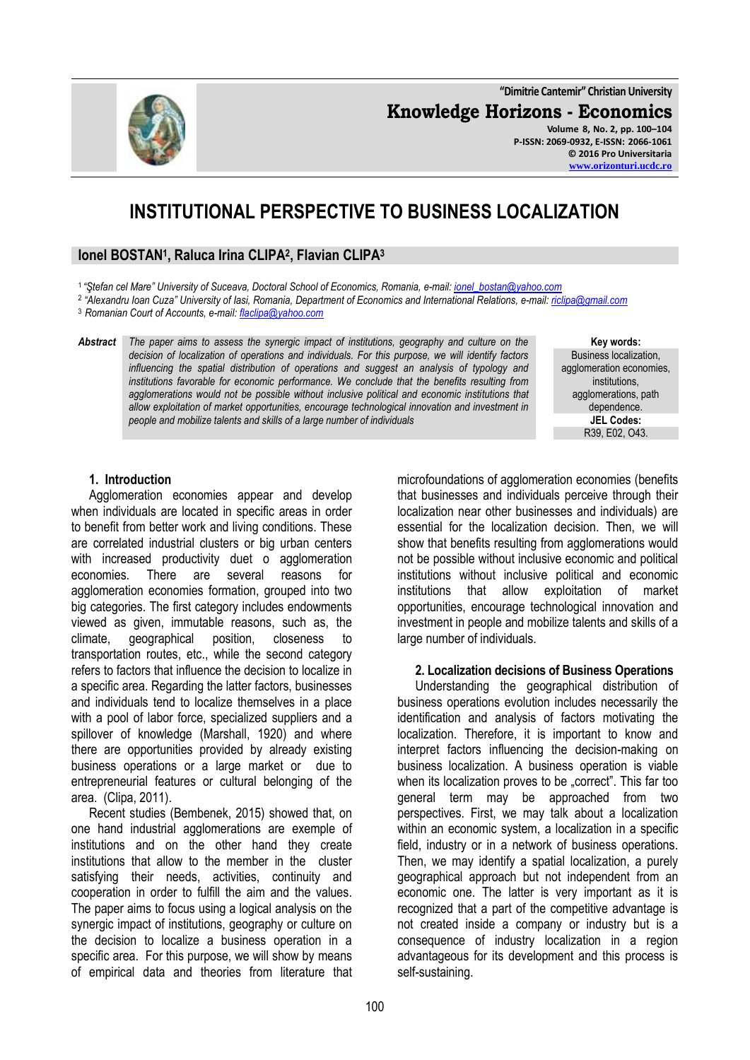# INSTITUTIONAL PERSPECTIVE TO BUSINESS LOCALIZATION

**Ionel BOSTAN[1], Raluca Irina CLIPA[2], Flavian CLIPA[3]**

[1] *"Ştefan cel Mare" University of Suceava, Doctoral School of Economics, Romania, e-mail: ionel_bostan@yahoo.com*
[2] *"Alexandru Ioan Cuza" University of Iasi, Romania, Department of Economics and International Relations, e-mail: riclipa@gmail.com*
[3] *Romanian Court of Accounts, e-mail: flaclipa@yahoo.com*

**Abstract** *The paper aims to assess the synergic impact of institutions, geography and culture on the decision of localization of operations and individuals. For this purpose, we will identify factors influencing the spatial distribution of operations and suggest an analysis of typology and institutions favorable for economic performance. We conclude that the benefits resulting from agglomerations would not be possible without inclusive political and economic institutions that allow exploitation of market opportunities, encourage technological innovation and investment in people and mobilize talents and skills of a large number of individuals*

**Key words:** Business localization, agglomeration economies, institutions, agglomerations, path dependence.

**JEL Codes:** R39, E02, O43.

## 1. Introduction

Agglomeration economies appear and develop when individuals are located in specific areas in order to benefit from better work and living conditions. These are correlated industrial clusters or big urban centers with increased productivity duet o agglomeration economies. There are several reasons for agglomeration economies formation, grouped into two big categories. The first category includes endowments viewed as given, immutable reasons, such as, the climate, geographical position, closeness to transportation routes, etc., while the second category refers to factors that influence the decision to localize in a specific area. Regarding the latter factors, businesses and individuals tend to localize themselves in a place with a pool of labor force, specialized suppliers and a spillover of knowledge (Marshall, 1920) and where there are opportunities provided by already existing business operations or a large market or due to entrepreneurial features or cultural belonging of the area. (Clipa, 2011).

Recent studies (Bembenek, 2015) showed that, on one hand industrial agglomerations are exemple of institutions and on the other hand they create institutions that allow to the member in the cluster satisfying their needs, activities, continuity and cooperation in order to fulfill the aim and the values. The paper aims to focus using a logical analysis on the synergic impact of institutions, geography or culture on the decision to localize a business operation in a specific area. For this purpose, we will show by means of empirical data and theories from literature that microfoundations of agglomeration economies (benefits that businesses and individuals perceive through their localization near other businesses and individuals) are essential for the localization decision. Then, we will show that benefits resulting from agglomerations would not be possible without inclusive economic and political institutions without inclusive political and economic institutions that allow exploitation of market opportunities, encourage technological innovation and investment in people and mobilize talents and skills of a large number of individuals.

## 2. Localization decisions of Business Operations

Understanding the geographical distribution of business operations evolution includes necessarily the identification and analysis of factors motivating the localization. Therefore, it is important to know and interpret factors influencing the decision-making on business localization. A business operation is viable when its localization proves to be „correct". This far too general term may be approached from two perspectives. First, we may talk about a localization within an economic system, a localization in a specific field, industry or in a network of business operations. Then, we may identify a spatial localization, a purely geographical approach but not independent from an economic one. The latter is very important as it is recognized that a part of the competitive advantage is not created inside a company or industry but is a consequence of industry localization in a region advantageous for its development and this process is self-sustaining.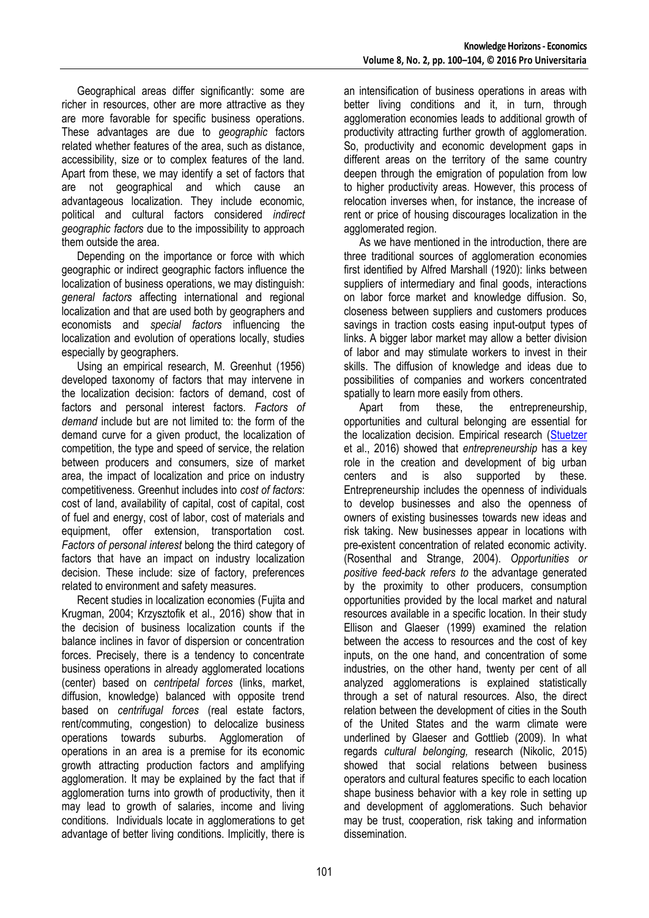Geographical areas differ significantly: some are richer in resources, other are more attractive as they are more favorable for specific business operations. These advantages are due to *geographic* factors related whether features of the area, such as distance, accessibility, size or to complex features of the land. Apart from these, we may identify a set of factors that are not geographical and which cause an advantageous localization. They include economic, political and cultural factors considered *indirect geographic factors* due to the impossibility to approach them outside the area.

Depending on the importance or force with which geographic or indirect geographic factors influence the localization of business operations, we may distinguish: *general factors* affecting international and regional localization and that are used both by geographers and economists and *special factors* influencing the localization and evolution of operations locally, studies especially by geographers.

Using an empirical research, M. Greenhut (1956) developed taxonomy of factors that may intervene in the localization decision: factors of demand, cost of factors and personal interest factors. *Factors of demand* include but are not limited to: the form of the demand curve for a given product, the localization of competition, the type and speed of service, the relation between producers and consumers, size of market area, the impact of localization and price on industry competitiveness. Greenhut includes into *cost of factors*: cost of land, availability of capital, cost of capital, cost of fuel and energy, cost of labor, cost of materials and equipment, offer extension, transportation cost. *Factors of personal interest* belong the third category of factors that have an impact on industry localization decision. These include: size of factory, preferences related to environment and safety measures.

Recent studies in localization economies (Fujita and Krugman, 2004; Krzysztofik et al., 2016) show that in the decision of business localization counts if the balance inclines in favor of dispersion or concentration forces. Precisely, there is a tendency to concentrate business operations in already agglomerated locations (center) based on *centripetal forces* (links, market, diffusion, knowledge) balanced with opposite trend based on *centrifugal forces* (real estate factors, rent/commuting, congestion) to delocalize business operations towards suburbs. Agglomeration of operations in an area is a premise for its economic growth attracting production factors and amplifying agglomeration. It may be explained by the fact that if agglomeration turns into growth of productivity, then it may lead to growth of salaries, income and living conditions. Individuals locate in agglomerations to get advantage of better living conditions. Implicitly, there is an intensification of business operations in areas with better living conditions and it, in turn, through agglomeration economies leads to additional growth of productivity attracting further growth of agglomeration. So, productivity and economic development gaps in different areas on the territory of the same country deepen through the emigration of population from low to higher productivity areas. However, this process of relocation inverses when, for instance, the increase of rent or price of housing discourages localization in the agglomerated region.

As we have mentioned in the introduction, there are three traditional sources of agglomeration economies first identified by Alfred Marshall (1920): links between suppliers of intermediary and final goods, interactions on labor force market and knowledge diffusion. So, closeness between suppliers and customers produces savings in traction costs easing input-output types of links. A bigger labor market may allow a better division of labor and may stimulate workers to invest in their skills. The diffusion of knowledge and ideas due to possibilities of companies and workers concentrated spatially to learn more easily from others.

Apart from these, the entrepreneurship, opportunities and cultural belonging are essential for the localization decision. Empirical research (Stuetzer et al., 2016) showed that *entrepreneurship* has a key role in the creation and development of big urban centers and is also supported by these. Entrepreneurship includes the openness of individuals to develop businesses and also the openness of owners of existing businesses towards new ideas and risk taking. New businesses appear in locations with pre-existent concentration of related economic activity. (Rosenthal and Strange, 2004). *Opportunities or positive feed-back refers to* the advantage generated by the proximity to other producers, consumption opportunities provided by the local market and natural resources available in a specific location. In their study Ellison and Glaeser (1999) examined the relation between the access to resources and the cost of key inputs, on the one hand, and concentration of some industries, on the other hand, twenty per cent of all analyzed agglomerations is explained statistically through a set of natural resources. Also, the direct relation between the development of cities in the South of the United States and the warm climate were underlined by Glaeser and Gottlieb (2009). In what regards *cultural belonging,* research (Nikolic, 2015) showed that social relations between business operators and cultural features specific to each location shape business behavior with a key role in setting up and development of agglomerations. Such behavior may be trust, cooperation, risk taking and information dissemination.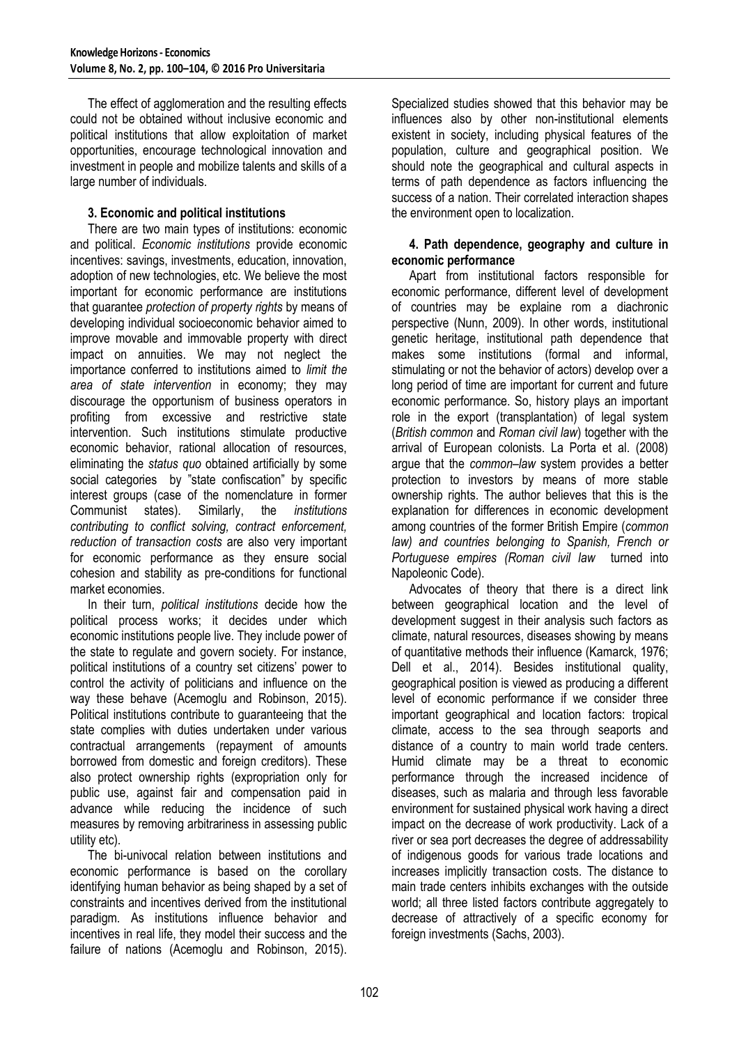The effect of agglomeration and the resulting effects could not be obtained without inclusive economic and political institutions that allow exploitation of market opportunities, encourage technological innovation and investment in people and mobilize talents and skills of a large number of individuals.

### 3. Economic and political institutions

There are two main types of institutions: economic and political. *Economic institutions* provide economic incentives: savings, investments, education, innovation, adoption of new technologies, etc. We believe the most important for economic performance are institutions that guarantee *protection of property rights* by means of developing individual socioeconomic behavior aimed to improve movable and immovable property with direct impact on annuities. We may not neglect the importance conferred to institutions aimed to *limit the area of state intervention* in economy; they may discourage the opportunism of business operators in profiting from excessive and restrictive state intervention. Such institutions stimulate productive economic behavior, rational allocation of resources, eliminating the *status quo* obtained artificially by some social categories by "state confiscation" by specific interest groups (case of the nomenclature in former Communist states). Similarly, the *institutions contributing to conflict solving, contract enforcement, reduction of transaction costs* are also very important for economic performance as they ensure social cohesion and stability as pre-conditions for functional market economies.

In their turn, *political institutions* decide how the political process works; it decides under which economic institutions people live. They include power of the state to regulate and govern society. For instance, political institutions of a country set citizens' power to control the activity of politicians and influence on the way these behave (Acemoglu and Robinson, 2015). Political institutions contribute to guaranteeing that the state complies with duties undertaken under various contractual arrangements (repayment of amounts borrowed from domestic and foreign creditors). These also protect ownership rights (expropriation only for public use, against fair and compensation paid in advance while reducing the incidence of such measures by removing arbitrariness in assessing public utility etc).

The bi-univocal relation between institutions and economic performance is based on the corollary identifying human behavior as being shaped by a set of constraints and incentives derived from the institutional paradigm. As institutions influence behavior and incentives in real life, they model their success and the failure of nations (Acemoglu and Robinson, 2015). Specialized studies showed that this behavior may be influences also by other non-institutional elements existent in society, including physical features of the population, culture and geographical position. We should note the geographical and cultural aspects in terms of path dependence as factors influencing the success of a nation. Their correlated interaction shapes the environment open to localization.

### 4. Path dependence, geography and culture in economic performance

Apart from institutional factors responsible for economic performance, different level of development of countries may be explaine rom a diachronic perspective (Nunn, 2009). In other words, institutional genetic heritage, institutional path dependence that makes some institutions (formal and informal, stimulating or not the behavior of actors) develop over a long period of time are important for current and future economic performance. So, history plays an important role in the export (transplantation) of legal system (*British common* and *Roman civil law*) together with the arrival of European colonists. La Porta et al. (2008) argue that the *common–law* system provides a better protection to investors by means of more stable ownership rights. The author believes that this is the explanation for differences in economic development among countries of the former British Empire (*common law) and countries belonging to Spanish, French or Portuguese empires (Roman civil law* turned into Napoleonic Code).

Advocates of theory that there is a direct link between geographical location and the level of development suggest in their analysis such factors as climate, natural resources, diseases showing by means of quantitative methods their influence (Kamarck, 1976; Dell et al., 2014). Besides institutional quality, geographical position is viewed as producing a different level of economic performance if we consider three important geographical and location factors: tropical climate, access to the sea through seaports and distance of a country to main world trade centers. Humid climate may be a threat to economic performance through the increased incidence of diseases, such as malaria and through less favorable environment for sustained physical work having a direct impact on the decrease of work productivity. Lack of a river or sea port decreases the degree of addressability of indigenous goods for various trade locations and increases implicitly transaction costs. The distance to main trade centers inhibits exchanges with the outside world; all three listed factors contribute aggregately to decrease of attractively of a specific economy for foreign investments (Sachs, 2003).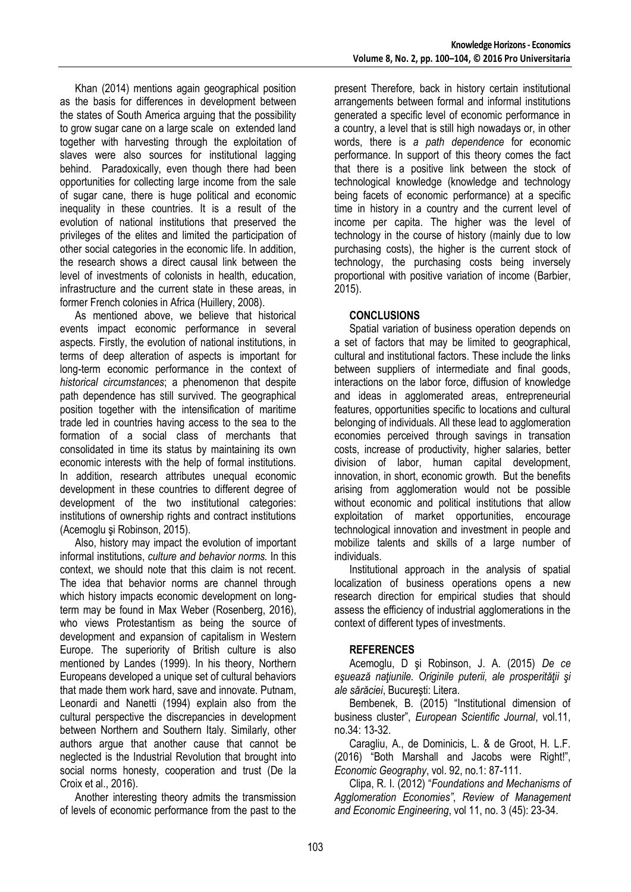Khan (2014) mentions again geographical position as the basis for differences in development between the states of South America arguing that the possibility to grow sugar cane on a large scale on extended land together with harvesting through the exploitation of slaves were also sources for institutional lagging behind. Paradoxically, even though there had been opportunities for collecting large income from the sale of sugar cane, there is huge political and economic inequality in these countries. It is a result of the evolution of national institutions that preserved the privileges of the elites and limited the participation of other social categories in the economic life. In addition, the research shows a direct causal link between the level of investments of colonists in health, education, infrastructure and the current state in these areas, in former French colonies in Africa (Huillery, 2008).

As mentioned above, we believe that historical events impact economic performance in several aspects. Firstly, the evolution of national institutions, in terms of deep alteration of aspects is important for long-term economic performance in the context of *historical circumstances*; a phenomenon that despite path dependence has still survived. The geographical position together with the intensification of maritime trade led in countries having access to the sea to the formation of a social class of merchants that consolidated in time its status by maintaining its own economic interests with the help of formal institutions. In addition, research attributes unequal economic development in these countries to different degree of development of the two institutional categories: institutions of ownership rights and contract institutions (Acemoglu şi Robinson, 2015).

Also, history may impact the evolution of important informal institutions, *culture and behavior norms.* In this context, we should note that this claim is not recent. The idea that behavior norms are channel through which history impacts economic development on long-term may be found in Max Weber (Rosenberg, 2016), who views Protestantism as being the source of development and expansion of capitalism in Western Europe. The superiority of British culture is also mentioned by Landes (1999). In his theory, Northern Europeans developed a unique set of cultural behaviors that made them work hard, save and innovate. Putnam, Leonardi and Nanetti (1994) explain also from the cultural perspective the discrepancies in development between Northern and Southern Italy. Similarly, other authors argue that another cause that cannot be neglected is the Industrial Revolution that brought into social norms honesty, cooperation and trust (De la Croix et al., 2016).

Another interesting theory admits the transmission of levels of economic performance from the past to the present Therefore, back in history certain institutional arrangements between formal and informal institutions generated a specific level of economic performance in a country, a level that is still high nowadays or, in other words, there is *a path dependence* for economic performance. In support of this theory comes the fact that there is a positive link between the stock of technological knowledge (knowledge and technology being facets of economic performance) at a specific time in history in a country and the current level of income per capita. The higher was the level of technology in the course of history (mainly due to low purchasing costs), the higher is the current stock of technology, the purchasing costs being inversely proportional with positive variation of income (Barbier, 2015).

## CONCLUSIONS

Spatial variation of business operation depends on a set of factors that may be limited to geographical, cultural and institutional factors. These include the links between suppliers of intermediate and final goods, interactions on the labor force, diffusion of knowledge and ideas in agglomerated areas, entrepreneurial features, opportunities specific to locations and cultural belonging of individuals. All these lead to agglomeration economies perceived through savings in transation costs, increase of productivity, higher salaries, better division of labor, human capital development, innovation, in short, economic growth. But the benefits arising from agglomeration would not be possible without economic and political institutions that allow exploitation of market opportunities, encourage technological innovation and investment in people and mobilize talents and skills of a large number of individuals.

Institutional approach in the analysis of spatial localization of business operations opens a new research direction for empirical studies that should assess the efficiency of industrial agglomerations in the context of different types of investments.

## REFERENCES

Acemoglu, D şi Robinson, J. A. (2015) *De ce eşuează naţiunile. Originile puterii, ale prosperităţii şi ale sărăciei*, Bucureşti: Litera.

Bembenek, B. (2015) "Institutional dimension of business cluster", *European Scientific Journal*, vol.11, no.34: 13-32.

Caragliu, A., de Dominicis, L. & de Groot, H. L.F. (2016) "Both Marshall and Jacobs were Right!", *Economic Geography*, vol. 92, no.1: 87-111.

Clipa, R. I. (2012) "*Foundations and Mechanisms of Agglomeration Economies"*, *Review of Management and Economic Engineering*, vol 11, no. 3 (45): 23-34.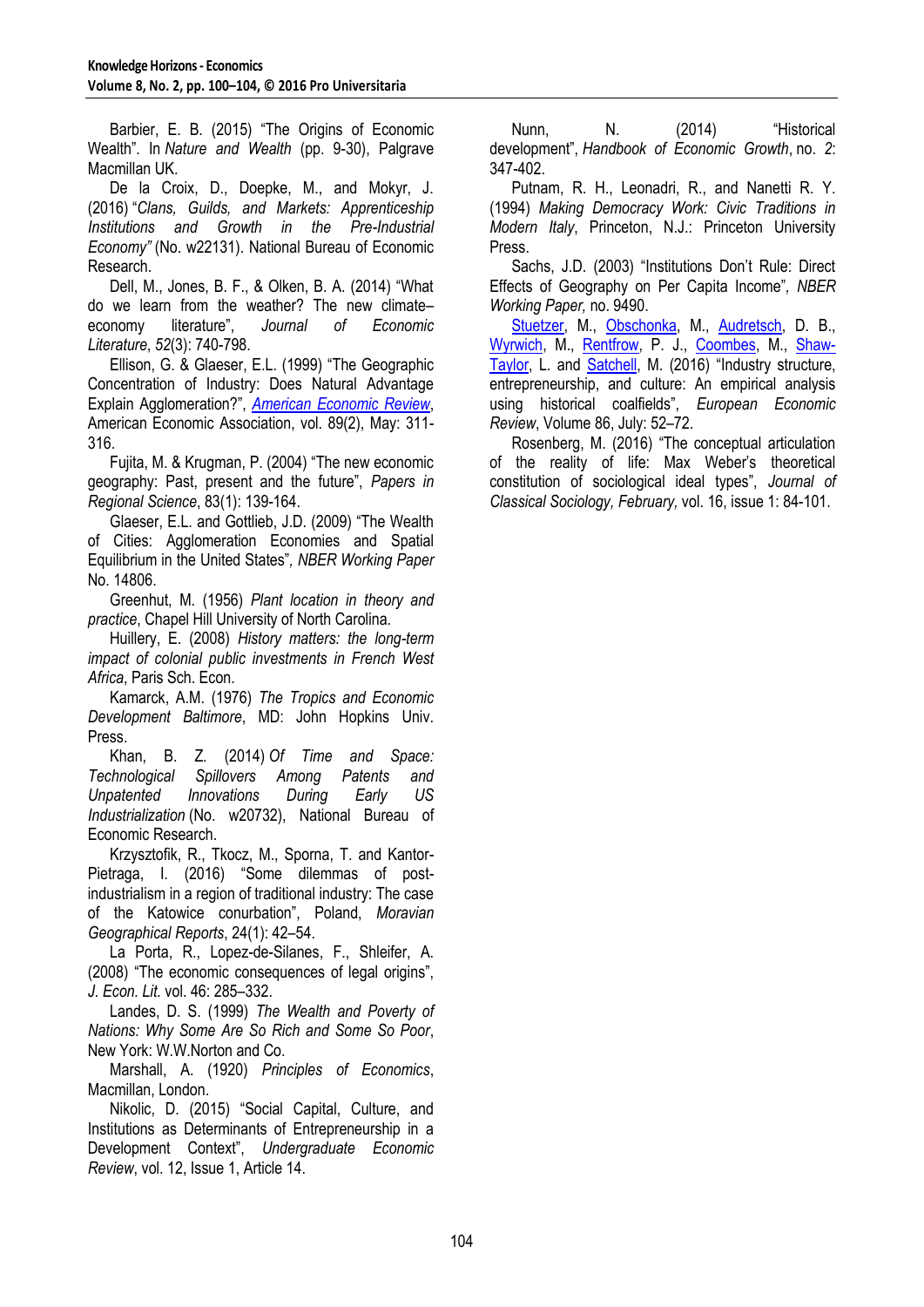Barbier, E. B. (2015) "The Origins of Economic Wealth". In *Nature and Wealth* (pp. 9-30), Palgrave Macmillan UK.

De la Croix, D., Doepke, M., and Mokyr, J. (2016) "*Clans, Guilds, and Markets: Apprenticeship Institutions and Growth in the Pre-Industrial Economy"* (No. w22131). National Bureau of Economic Research.

Dell, M., Jones, B. F., & Olken, B. A. (2014) "What do we learn from the weather? The new climate–economy literature", *Journal of Economic Literature*, *52*(3): 740-798.

Ellison, G. & Glaeser, E.L. (1999) "The Geographic Concentration of Industry: Does Natural Advantage Explain Agglomeration?", *American Economic Review*, American Economic Association, vol. 89(2), May: 311-316.

Fujita, M. & Krugman, P. (2004) "The new economic geography: Past, present and the future", *Papers in Regional Science*, 83(1): 139-164.

Glaeser, E.L. and Gottlieb, J.D. (2009) "The Wealth of Cities: Agglomeration Economies and Spatial Equilibrium in the United States"*, NBER Working Paper* No. 14806.

Greenhut, M. (1956) *Plant location in theory and practice*, Chapel Hill University of North Carolina.

Huillery, E. (2008) *History matters: the long-term impact of colonial public investments in French West Africa*, Paris Sch. Econ.

Kamarck, A.M. (1976) *The Tropics and Economic Development Baltimore*, MD: John Hopkins Univ. Press.

Khan, B. Z. (2014) *Of Time and Space: Technological Spillovers Among Patents and Unpatented Innovations During Early US Industrialization* (No. w20732), National Bureau of Economic Research.

Krzysztofik, R., Tkocz, M., Sporna, T. and Kantor-Pietraga, I. (2016) "Some dilemmas of post-industrialism in a region of traditional industry: The case of the Katowice conurbation", Poland, *Moravian Geographical Reports*, 24(1): 42–54.

La Porta, R., Lopez-de-Silanes, F., Shleifer, A. (2008) "The economic consequences of legal origins", *J. Econ. Lit.* vol. 46: 285–332.

Landes, D. S. (1999) *The Wealth and Poverty of Nations: Why Some Are So Rich and Some So Poor*, New York: W.W.Norton and Co.

Marshall, A. (1920) *Principles of Economics*, Macmillan, London.

Nikolic, D. (2015) "Social Capital, Culture, and Institutions as Determinants of Entrepreneurship in a Development Context", *Undergraduate Economic Review*, vol. 12, Issue 1, Article 14.

Nunn, N. (2014) "Historical development", *Handbook of Economic Growth*, no. *2*: 347-402.

Putnam, R. H., Leonadri, R., and Nanetti R. Y. (1994) *Making Democracy Work: Civic Traditions in Modern Italy*, Princeton, N.J.: Princeton University Press.

Sachs, J.D. (2003) "Institutions Don't Rule: Direct Effects of Geography on Per Capita Income", *NBER Working Paper,* no. 9490.

Stuetzer, M., Obschonka, M., Audretsch, D. B., Wyrwich, M., Rentfrow, P. J., Coombes, M., Shaw-Taylor, L. and Satchell, M. (2016) "Industry structure, entrepreneurship, and culture: An empirical analysis using historical coalfields", *European Economic Review*, Volume 86, July: 52–72.

Rosenberg, M. (2016) "The conceptual articulation of the reality of life: Max Weber's theoretical constitution of sociological ideal types", *Journal of Classical Sociology, February,* vol. 16, issue 1: 84-101.